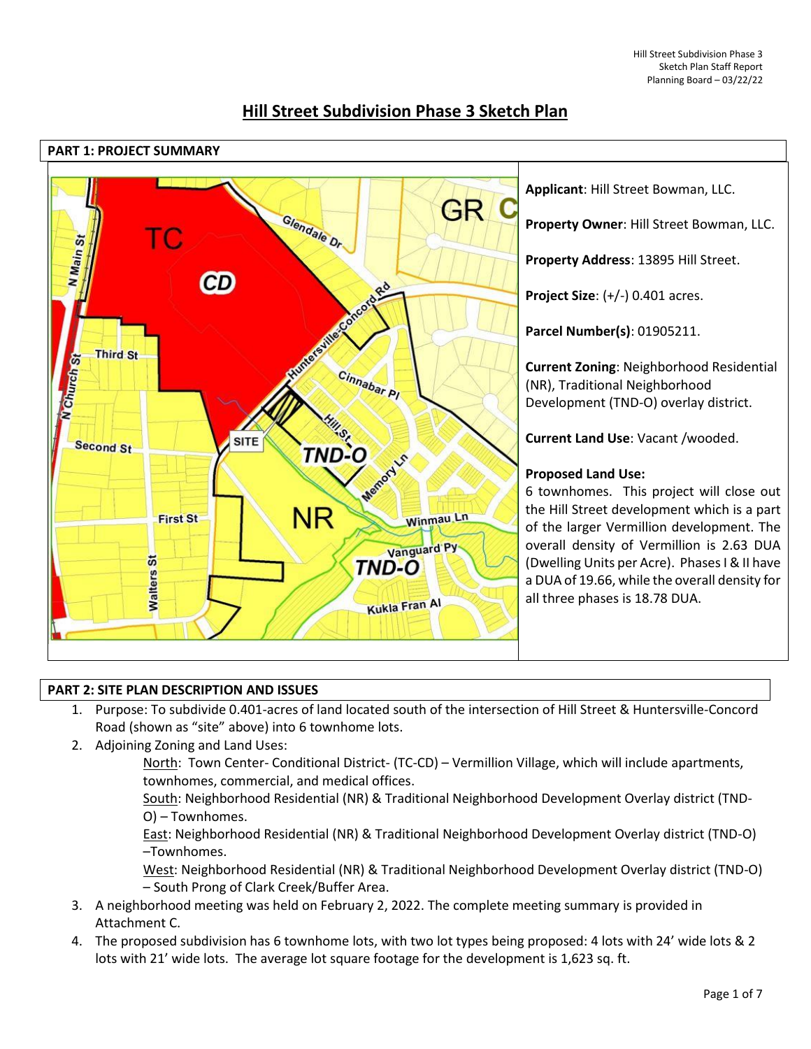# Hill Street Subdivision Phase 3 Sketch Plan

## PART 1: PROJECT SUMMARY

**Applicant**: Hill Street Bowman, LLC.

**Property Owner**: Hill Street Bowman, LLC.

**Property Address**: 13895 Hill Street.

**Project Size**: (+/-) 0.401 acres.

**Parcel Number(s)**: 01905211.

**Current Zoning**: Neighborhood Residential (NR), Traditional Neighborhood Development (TND-O) overlay district.

**Current Land Use**: Vacant /wooded.

**Proposed Land Use:**
6 townhomes. This project will close out the Hill Street development which is a part of the larger Vermillion development. The overall density of Vermillion is 2.63 DUA (Dwelling Units per Acre). Phases I & II have a DUA of 19.66, while the overall density for all three phases is 18.78 DUA.

## PART 2: SITE PLAN DESCRIPTION AND ISSUES

1. Purpose: To subdivide 0.401-acres of land located south of the intersection of Hill Street & Huntersville-Concord Road (shown as "site" above) into 6 townhome lots.
2. Adjoining Zoning and Land Uses:
   - North: Town Center- Conditional District- (TC-CD) – Vermillion Village, which will include apartments, townhomes, commercial, and medical offices.
   - South: Neighborhood Residential (NR) & Traditional Neighborhood Development Overlay district (TND-O) – Townhomes.
   - East: Neighborhood Residential (NR) & Traditional Neighborhood Development Overlay district (TND-O) –Townhomes.
   - West: Neighborhood Residential (NR) & Traditional Neighborhood Development Overlay district (TND-O) – South Prong of Clark Creek/Buffer Area.
3. A neighborhood meeting was held on February 2, 2022. The complete meeting summary is provided in Attachment C.
4. The proposed subdivision has 6 townhome lots, with two lot types being proposed: 4 lots with 24' wide lots & 2 lots with 21' wide lots. The average lot square footage for the development is 1,623 sq. ft.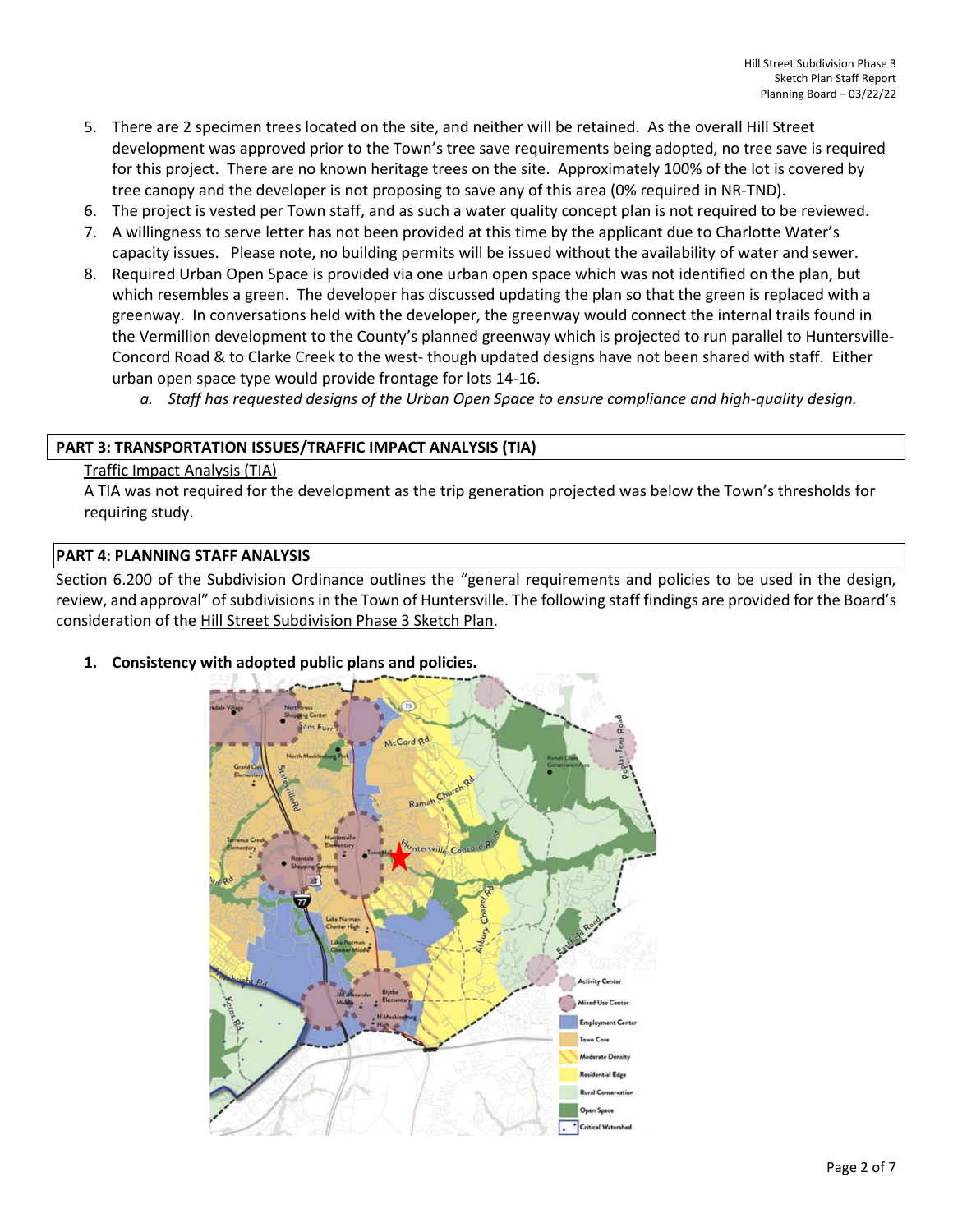5. There are 2 specimen trees located on the site, and neither will be retained. As the overall Hill Street development was approved prior to the Town's tree save requirements being adopted, no tree save is required for this project. There are no known heritage trees on the site. Approximately 100% of the lot is covered by tree canopy and the developer is not proposing to save any of this area (0% required in NR-TND).
6. The project is vested per Town staff, and as such a water quality concept plan is not required to be reviewed.
7. A willingness to serve letter has not been provided at this time by the applicant due to Charlotte Water's capacity issues. Please note, no building permits will be issued without the availability of water and sewer.
8. Required Urban Open Space is provided via one urban open space which was not identified on the plan, but which resembles a green. The developer has discussed updating the plan so that the green is replaced with a greenway. In conversations held with the developer, the greenway would connect the internal trails found in the Vermillion development to the County's planned greenway which is projected to run parallel to Huntersville-Concord Road & to Clarke Creek to the west- though updated designs have not been shared with staff. Either urban open space type would provide frontage for lots 14-16.
   a. *Staff has requested designs of the Urban Open Space to ensure compliance and high-quality design.*

## PART 3: TRANSPORTATION ISSUES/TRAFFIC IMPACT ANALYSIS (TIA)

Traffic Impact Analysis (TIA)

A TIA was not required for the development as the trip generation projected was below the Town's thresholds for requiring study.

## PART 4: PLANNING STAFF ANALYSIS

Section 6.200 of the Subdivision Ordinance outlines the "general requirements and policies to be used in the design, review, and approval" of subdivisions in the Town of Huntersville. The following staff findings are provided for the Board's consideration of the Hill Street Subdivision Phase 3 Sketch Plan.

1. **Consistency with adopted public plans and policies.**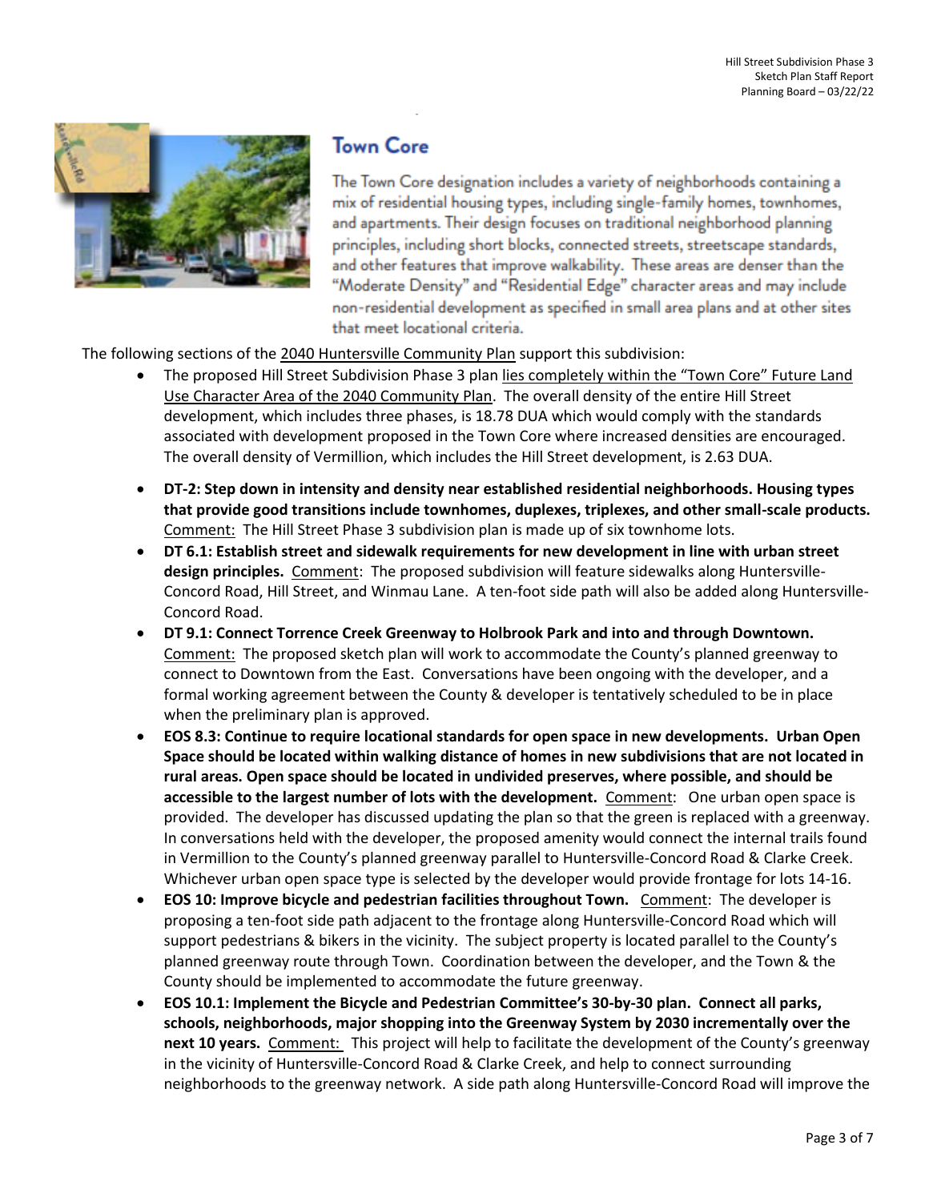## Town Core

The Town Core designation includes a variety of neighborhoods containing a mix of residential housing types, including single-family homes, townhomes, and apartments. Their design focuses on traditional neighborhood planning principles, including short blocks, connected streets, streetscape standards, and other features that improve walkability. These areas are denser than the "Moderate Density" and "Residential Edge" character areas and may include non-residential development as specified in small area plans and at other sites that meet locational criteria.

The following sections of the 2040 Huntersville Community Plan support this subdivision:

- The proposed Hill Street Subdivision Phase 3 plan lies completely within the "Town Core" Future Land Use Character Area of the 2040 Community Plan. The overall density of the entire Hill Street development, which includes three phases, is 18.78 DUA which would comply with the standards associated with development proposed in the Town Core where increased densities are encouraged. The overall density of Vermillion, which includes the Hill Street development, is 2.63 DUA.
- **DT-2: Step down in intensity and density near established residential neighborhoods. Housing types that provide good transitions include townhomes, duplexes, triplexes, and other small-scale products.** Comment: The Hill Street Phase 3 subdivision plan is made up of six townhome lots.
- **DT 6.1: Establish street and sidewalk requirements for new development in line with urban street design principles.** Comment: The proposed subdivision will feature sidewalks along Huntersville-Concord Road, Hill Street, and Winmau Lane. A ten-foot side path will also be added along Huntersville-Concord Road.
- **DT 9.1: Connect Torrence Creek Greenway to Holbrook Park and into and through Downtown.** Comment: The proposed sketch plan will work to accommodate the County's planned greenway to connect to Downtown from the East. Conversations have been ongoing with the developer, and a formal working agreement between the County & developer is tentatively scheduled to be in place when the preliminary plan is approved.
- **EOS 8.3: Continue to require locational standards for open space in new developments. Urban Open Space should be located within walking distance of homes in new subdivisions that are not located in rural areas. Open space should be located in undivided preserves, where possible, and should be accessible to the largest number of lots with the development.** Comment: One urban open space is provided. The developer has discussed updating the plan so that the green is replaced with a greenway. In conversations held with the developer, the proposed amenity would connect the internal trails found in Vermillion to the County's planned greenway parallel to Huntersville-Concord Road & Clarke Creek. Whichever urban open space type is selected by the developer would provide frontage for lots 14-16.
- **EOS 10: Improve bicycle and pedestrian facilities throughout Town.** Comment: The developer is proposing a ten-foot side path adjacent to the frontage along Huntersville-Concord Road which will support pedestrians & bikers in the vicinity. The subject property is located parallel to the County's planned greenway route through Town. Coordination between the developer, and the Town & the County should be implemented to accommodate the future greenway.
- **EOS 10.1: Implement the Bicycle and Pedestrian Committee's 30-by-30 plan. Connect all parks, schools, neighborhoods, major shopping into the Greenway System by 2030 incrementally over the next 10 years.** Comment: This project will help to facilitate the development of the County's greenway in the vicinity of Huntersville-Concord Road & Clarke Creek, and help to connect surrounding neighborhoods to the greenway network. A side path along Huntersville-Concord Road will improve the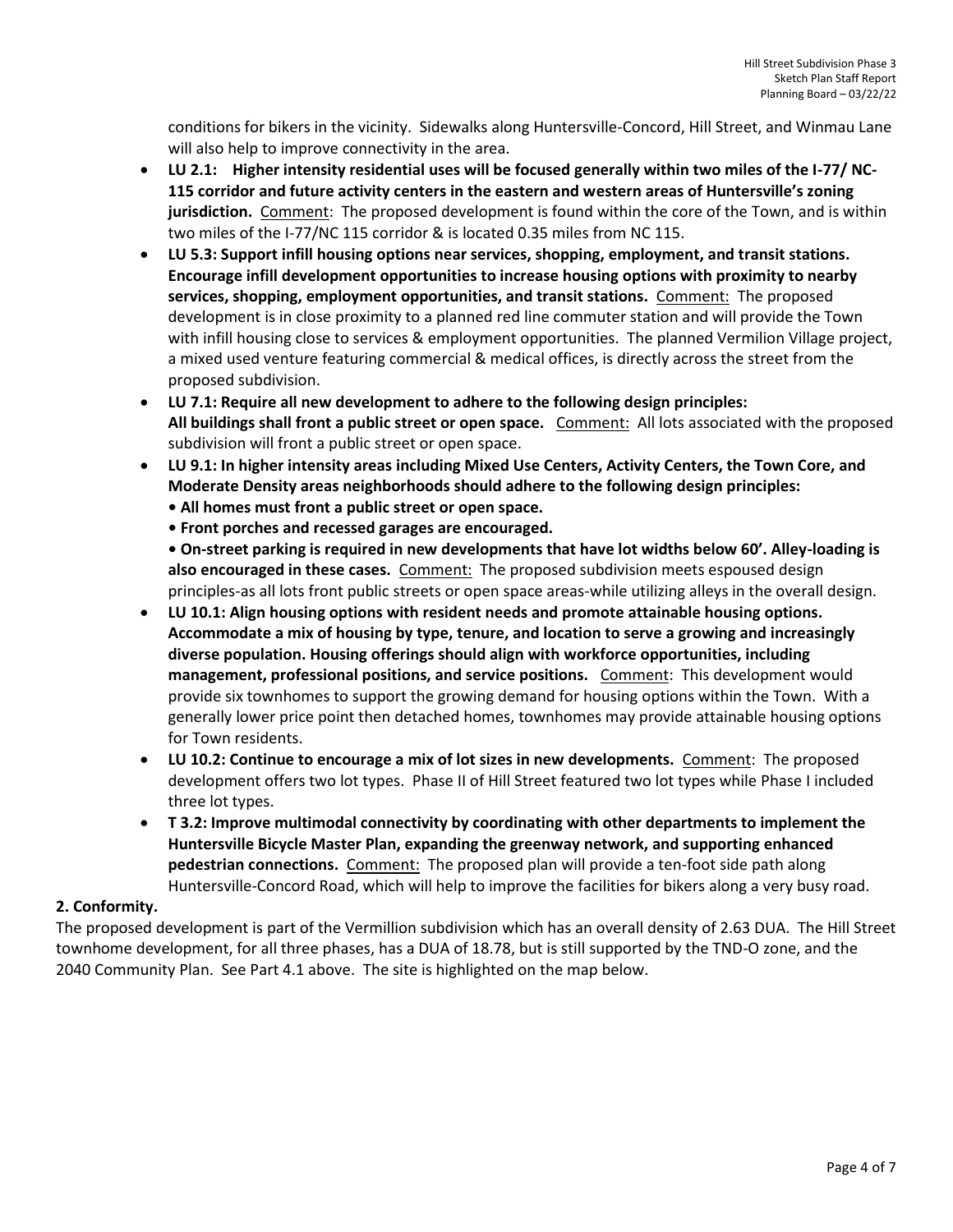conditions for bikers in the vicinity. Sidewalks along Huntersville-Concord, Hill Street, and Winmau Lane will also help to improve connectivity in the area.

- **LU 2.1: Higher intensity residential uses will be focused generally within two miles of the I-77/ NC-115 corridor and future activity centers in the eastern and western areas of Huntersville's zoning jurisdiction.** Comment: The proposed development is found within the core of the Town, and is within two miles of the I-77/NC 115 corridor & is located 0.35 miles from NC 115.
- **LU 5.3: Support infill housing options near services, shopping, employment, and transit stations. Encourage infill development opportunities to increase housing options with proximity to nearby services, shopping, employment opportunities, and transit stations.** Comment: The proposed development is in close proximity to a planned red line commuter station and will provide the Town with infill housing close to services & employment opportunities. The planned Vermilion Village project, a mixed used venture featuring commercial & medical offices, is directly across the street from the proposed subdivision.
- **LU 7.1: Require all new development to adhere to the following design principles: All buildings shall front a public street or open space.** Comment: All lots associated with the proposed subdivision will front a public street or open space.
- **LU 9.1: In higher intensity areas including Mixed Use Centers, Activity Centers, the Town Core, and Moderate Density areas neighborhoods should adhere to the following design principles:**
  **• All homes must front a public street or open space.**
  **• Front porches and recessed garages are encouraged.**
  **• On-street parking is required in new developments that have lot widths below 60'. Alley-loading is also encouraged in these cases.** Comment: The proposed subdivision meets espoused design principles-as all lots front public streets or open space areas-while utilizing alleys in the overall design.
- **LU 10.1: Align housing options with resident needs and promote attainable housing options. Accommodate a mix of housing by type, tenure, and location to serve a growing and increasingly diverse population. Housing offerings should align with workforce opportunities, including management, professional positions, and service positions.** Comment: This development would provide six townhomes to support the growing demand for housing options within the Town. With a generally lower price point then detached homes, townhomes may provide attainable housing options for Town residents.
- **LU 10.2: Continue to encourage a mix of lot sizes in new developments.** Comment: The proposed development offers two lot types. Phase II of Hill Street featured two lot types while Phase I included three lot types.
- **T 3.2: Improve multimodal connectivity by coordinating with other departments to implement the Huntersville Bicycle Master Plan, expanding the greenway network, and supporting enhanced pedestrian connections.** Comment: The proposed plan will provide a ten-foot side path along Huntersville-Concord Road, which will help to improve the facilities for bikers along a very busy road.

**2. Conformity.**

The proposed development is part of the Vermillion subdivision which has an overall density of 2.63 DUA. The Hill Street townhome development, for all three phases, has a DUA of 18.78, but is still supported by the TND-O zone, and the 2040 Community Plan. See Part 4.1 above. The site is highlighted on the map below.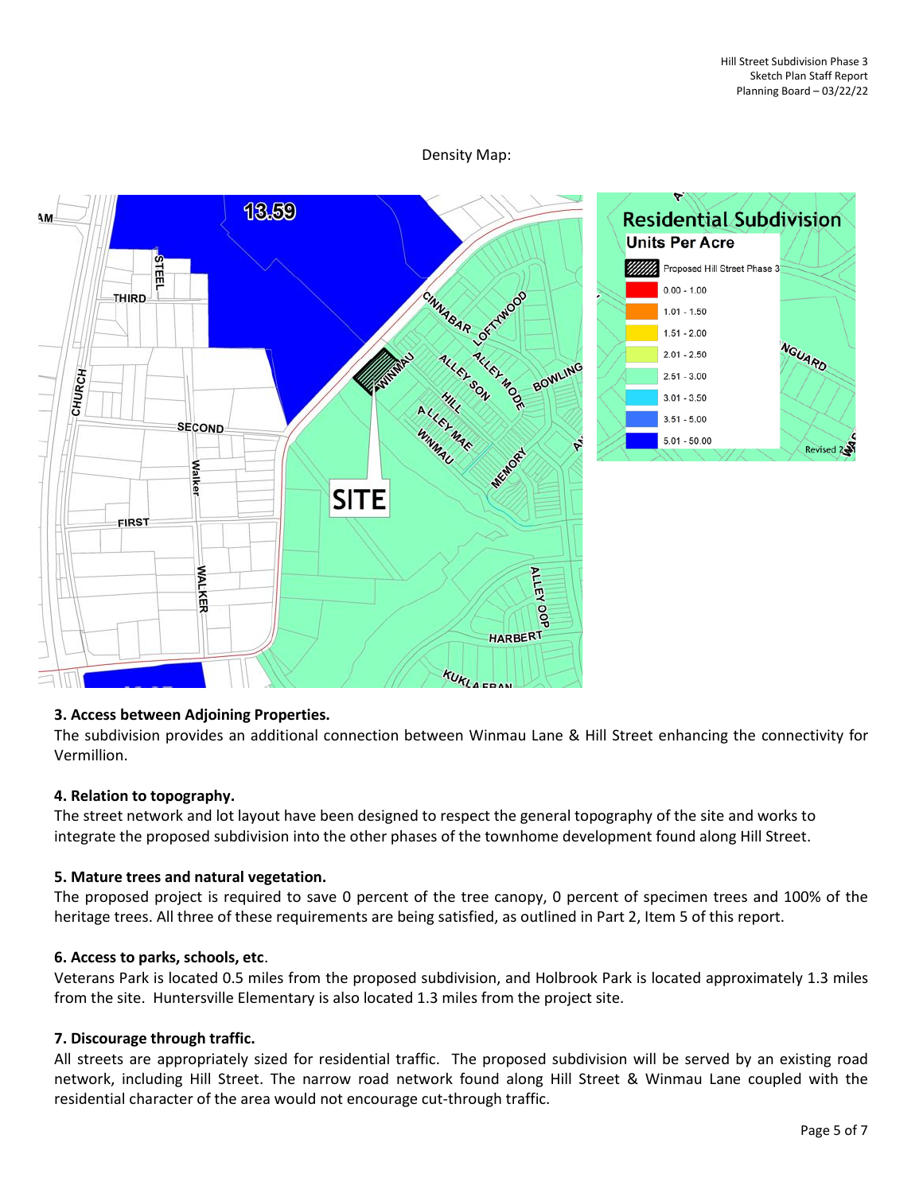Density Map:

### 3. Access between Adjoining Properties.

The subdivision provides an additional connection between Winmau Lane & Hill Street enhancing the connectivity for Vermillion.

### 4. Relation to topography.

The street network and lot layout have been designed to respect the general topography of the site and works to integrate the proposed subdivision into the other phases of the townhome development found along Hill Street.

### 5. Mature trees and natural vegetation.

The proposed project is required to save 0 percent of the tree canopy, 0 percent of specimen trees and 100% of the heritage trees. All three of these requirements are being satisfied, as outlined in Part 2, Item 5 of this report.

### 6. Access to parks, schools, etc.

Veterans Park is located 0.5 miles from the proposed subdivision, and Holbrook Park is located approximately 1.3 miles from the site. Huntersville Elementary is also located 1.3 miles from the project site.

### 7. Discourage through traffic.

All streets are appropriately sized for residential traffic. The proposed subdivision will be served by an existing road network, including Hill Street. The narrow road network found along Hill Street & Winmau Lane coupled with the residential character of the area would not encourage cut-through traffic.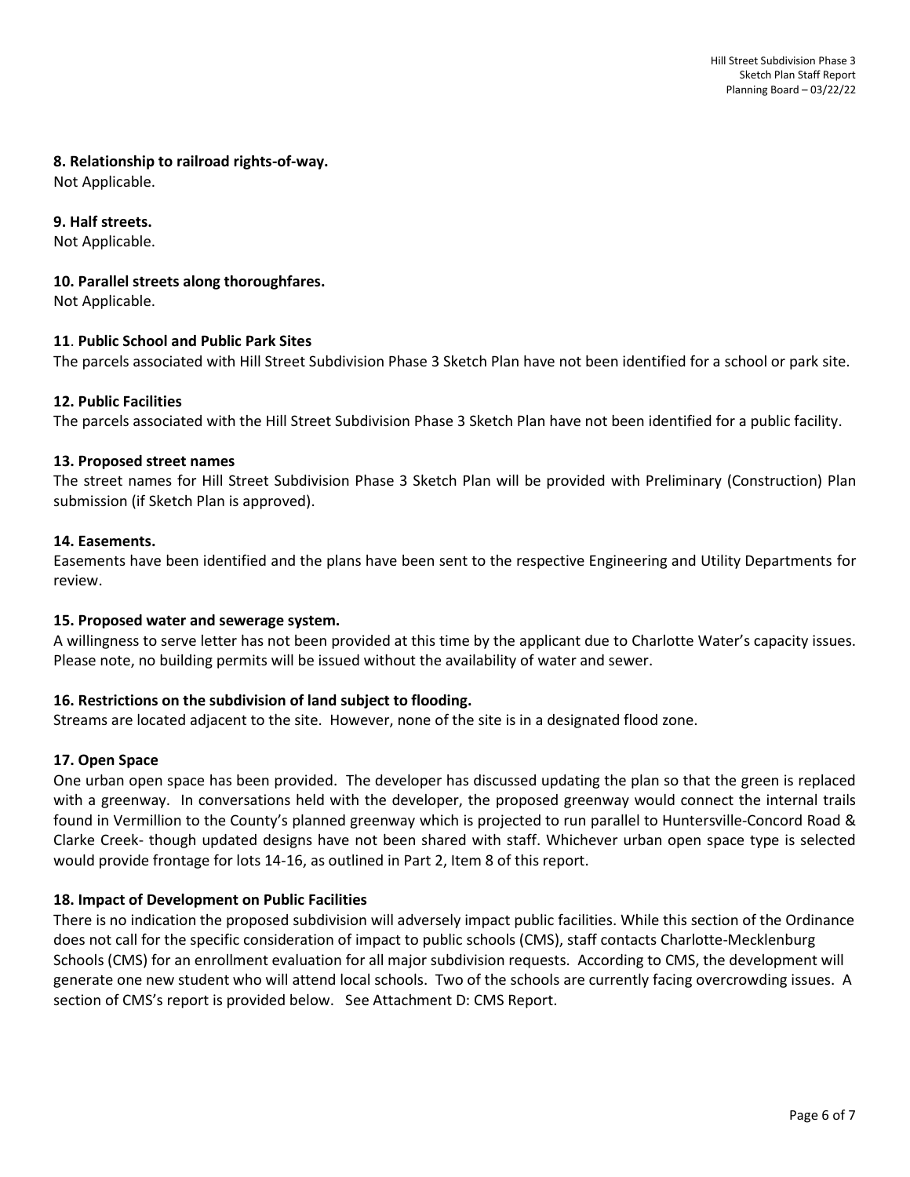**8. Relationship to railroad rights-of-way.**
Not Applicable.

**9. Half streets.**
Not Applicable.

**10. Parallel streets along thoroughfares.**
Not Applicable.

**11. Public School and Public Park Sites**
The parcels associated with Hill Street Subdivision Phase 3 Sketch Plan have not been identified for a school or park site.

**12. Public Facilities**
The parcels associated with the Hill Street Subdivision Phase 3 Sketch Plan have not been identified for a public facility.

**13. Proposed street names**
The street names for Hill Street Subdivision Phase 3 Sketch Plan will be provided with Preliminary (Construction) Plan submission (if Sketch Plan is approved).

**14. Easements.**
Easements have been identified and the plans have been sent to the respective Engineering and Utility Departments for review.

**15. Proposed water and sewerage system.**
A willingness to serve letter has not been provided at this time by the applicant due to Charlotte Water's capacity issues. Please note, no building permits will be issued without the availability of water and sewer.

**16. Restrictions on the subdivision of land subject to flooding.**
Streams are located adjacent to the site. However, none of the site is in a designated flood zone.

**17. Open Space**
One urban open space has been provided. The developer has discussed updating the plan so that the green is replaced with a greenway. In conversations held with the developer, the proposed greenway would connect the internal trails found in Vermillion to the County's planned greenway which is projected to run parallel to Huntersville-Concord Road & Clarke Creek- though updated designs have not been shared with staff. Whichever urban open space type is selected would provide frontage for lots 14-16, as outlined in Part 2, Item 8 of this report.

**18. Impact of Development on Public Facilities**
There is no indication the proposed subdivision will adversely impact public facilities. While this section of the Ordinance does not call for the specific consideration of impact to public schools (CMS), staff contacts Charlotte-Mecklenburg Schools (CMS) for an enrollment evaluation for all major subdivision requests. According to CMS, the development will generate one new student who will attend local schools. Two of the schools are currently facing overcrowding issues. A section of CMS's report is provided below. See Attachment D: CMS Report.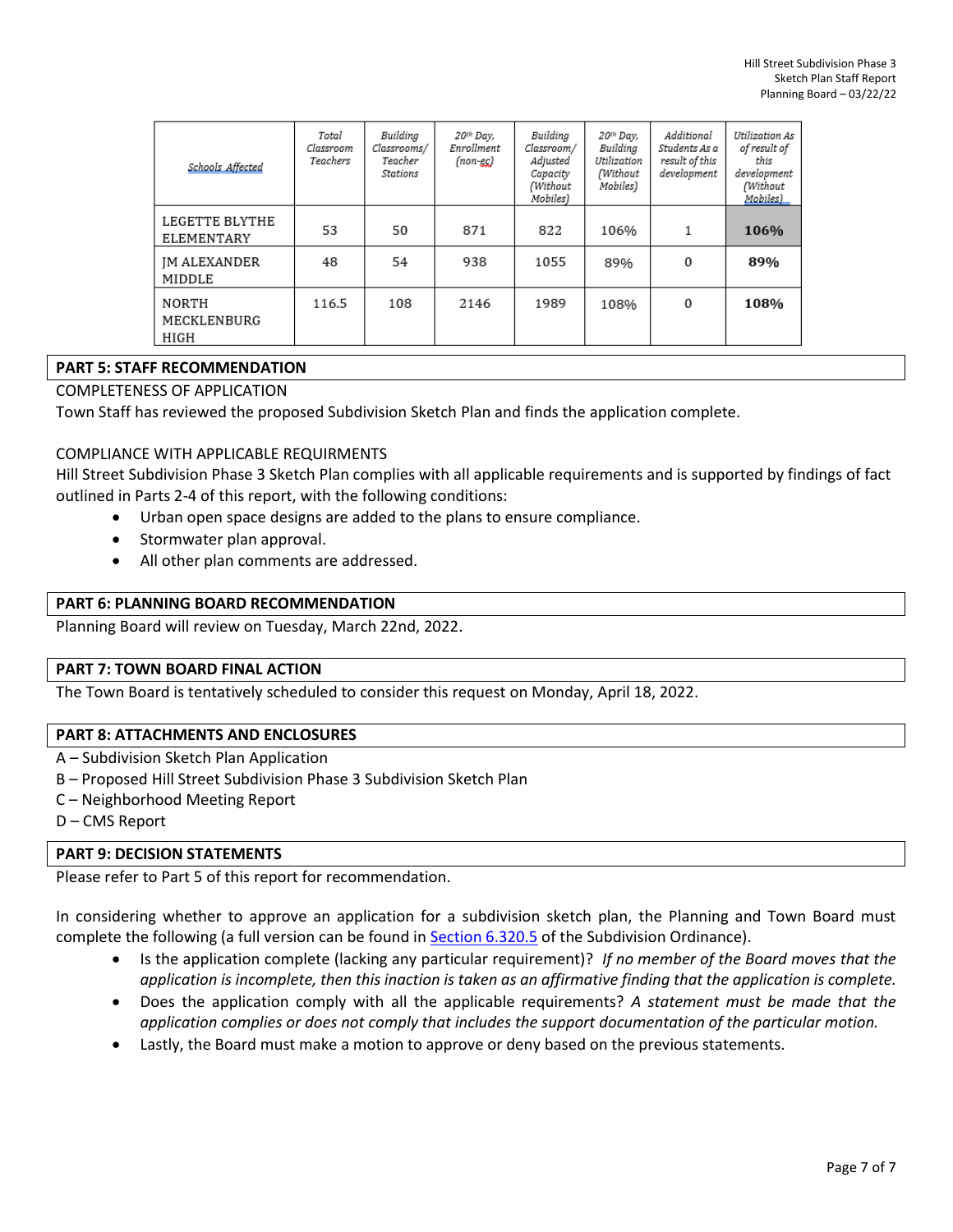| Schools Affected | Total Classroom Teachers | Building Classrooms/ Teacher Stations | 20th Day, Enrollment (non-ec) | Building Classroom/ Adjusted Capacity (Without Mobiles) | 20th Day, Building Utilization (Without Mobiles) | Additional Students As a result of this development | Utilization As of result of this development (Without Mobiles) |
|---|---|---|---|---|---|---|---|
| LEGETTE BLYTHE ELEMENTARY | 53 | 50 | 871 | 822 | 106% | 1 | **106%** |
| JM ALEXANDER MIDDLE | 48 | 54 | 938 | 1055 | 89% | 0 | **89%** |
| NORTH MECKLENBURG HIGH | 116.5 | 108 | 2146 | 1989 | 108% | 0 | **108%** |

## PART 5: STAFF RECOMMENDATION

COMPLETENESS OF APPLICATION

Town Staff has reviewed the proposed Subdivision Sketch Plan and finds the application complete.

COMPLIANCE WITH APPLICABLE REQURIMENTS

Hill Street Subdivision Phase 3 Sketch Plan complies with all applicable requirements and is supported by findings of fact outlined in Parts 2-4 of this report, with the following conditions:

- Urban open space designs are added to the plans to ensure compliance.
- Stormwater plan approval.
- All other plan comments are addressed.

## PART 6: PLANNING BOARD RECOMMENDATION

Planning Board will review on Tuesday, March 22nd, 2022.

## PART 7: TOWN BOARD FINAL ACTION

The Town Board is tentatively scheduled to consider this request on Monday, April 18, 2022.

## PART 8: ATTACHMENTS AND ENCLOSURES

A – Subdivision Sketch Plan Application
B – Proposed Hill Street Subdivision Phase 3 Subdivision Sketch Plan
C – Neighborhood Meeting Report
D – CMS Report

## PART 9: DECISION STATEMENTS

Please refer to Part 5 of this report for recommendation.

In considering whether to approve an application for a subdivision sketch plan, the Planning and Town Board must complete the following (a full version can be found in Section 6.320.5 of the Subdivision Ordinance).

- Is the application complete (lacking any particular requirement)? *If no member of the Board moves that the application is incomplete, then this inaction is taken as an affirmative finding that the application is complete.*
- Does the application comply with all the applicable requirements? *A statement must be made that the application complies or does not comply that includes the support documentation of the particular motion.*
- Lastly, the Board must make a motion to approve or deny based on the previous statements.